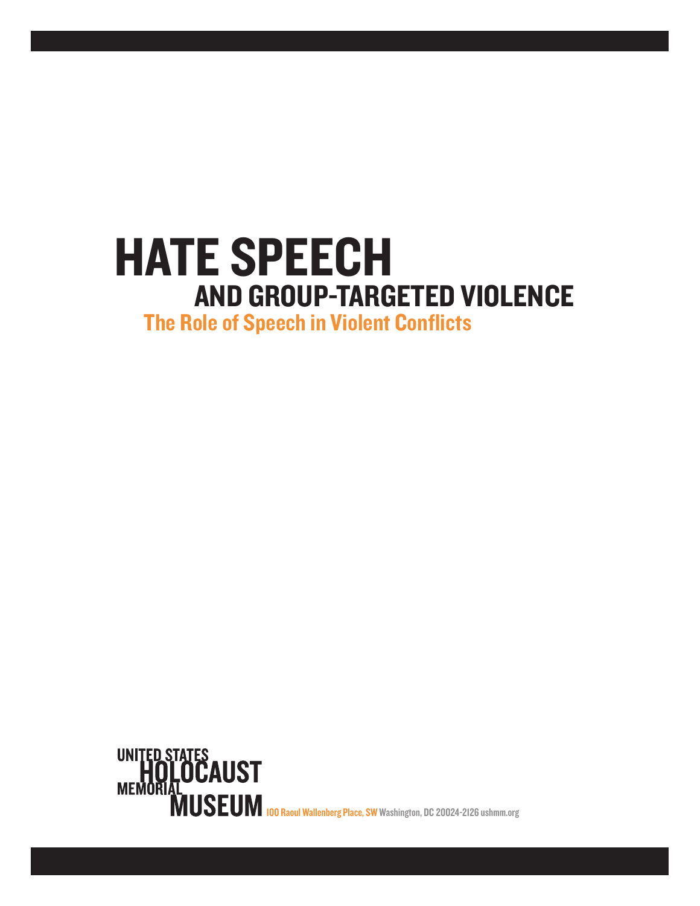# HATE SPEECH

## AND GROUP-TARGETED VIOLENCE

### The Role of Speech in Violent Conflicts

UNITED STATES HOLOCAUST MEMORIAL MUSEUM 100 Raoul Wallenberg Place, SW Washington, DC 20024-2126 ushmm.org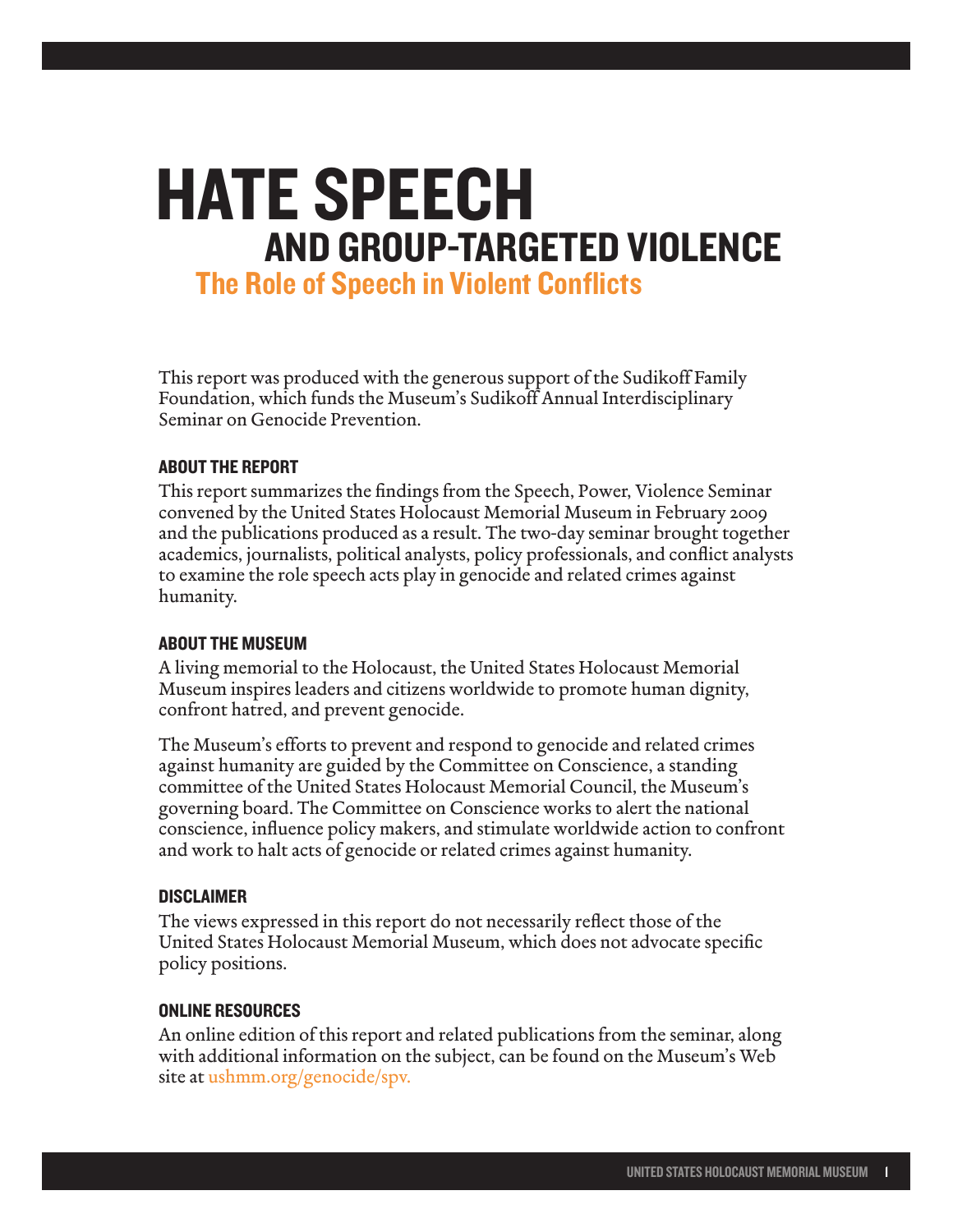# HATE SPEECH
## AND GROUP-TARGETED VIOLENCE
### The Role of Speech in Violent Conflicts

This report was produced with the generous support of the Sudikoff Family Foundation, which funds the Museum's Sudikoff Annual Interdisciplinary Seminar on Genocide Prevention.

#### ABOUT THE REPORT

This report summarizes the findings from the Speech, Power, Violence Seminar convened by the United States Holocaust Memorial Museum in February 2009 and the publications produced as a result. The two-day seminar brought together academics, journalists, political analysts, policy professionals, and conflict analysts to examine the role speech acts play in genocide and related crimes against humanity.

#### ABOUT THE MUSEUM

A living memorial to the Holocaust, the United States Holocaust Memorial Museum inspires leaders and citizens worldwide to promote human dignity, confront hatred, and prevent genocide.

The Museum's efforts to prevent and respond to genocide and related crimes against humanity are guided by the Committee on Conscience, a standing committee of the United States Holocaust Memorial Council, the Museum's governing board. The Committee on Conscience works to alert the national conscience, influence policy makers, and stimulate worldwide action to confront and work to halt acts of genocide or related crimes against humanity.

#### DISCLAIMER

The views expressed in this report do not necessarily reflect those of the United States Holocaust Memorial Museum, which does not advocate specific policy positions.

#### ONLINE RESOURCES

An online edition of this report and related publications from the seminar, along with additional information on the subject, can be found on the Museum's Web site at ushmm.org/genocide/spv.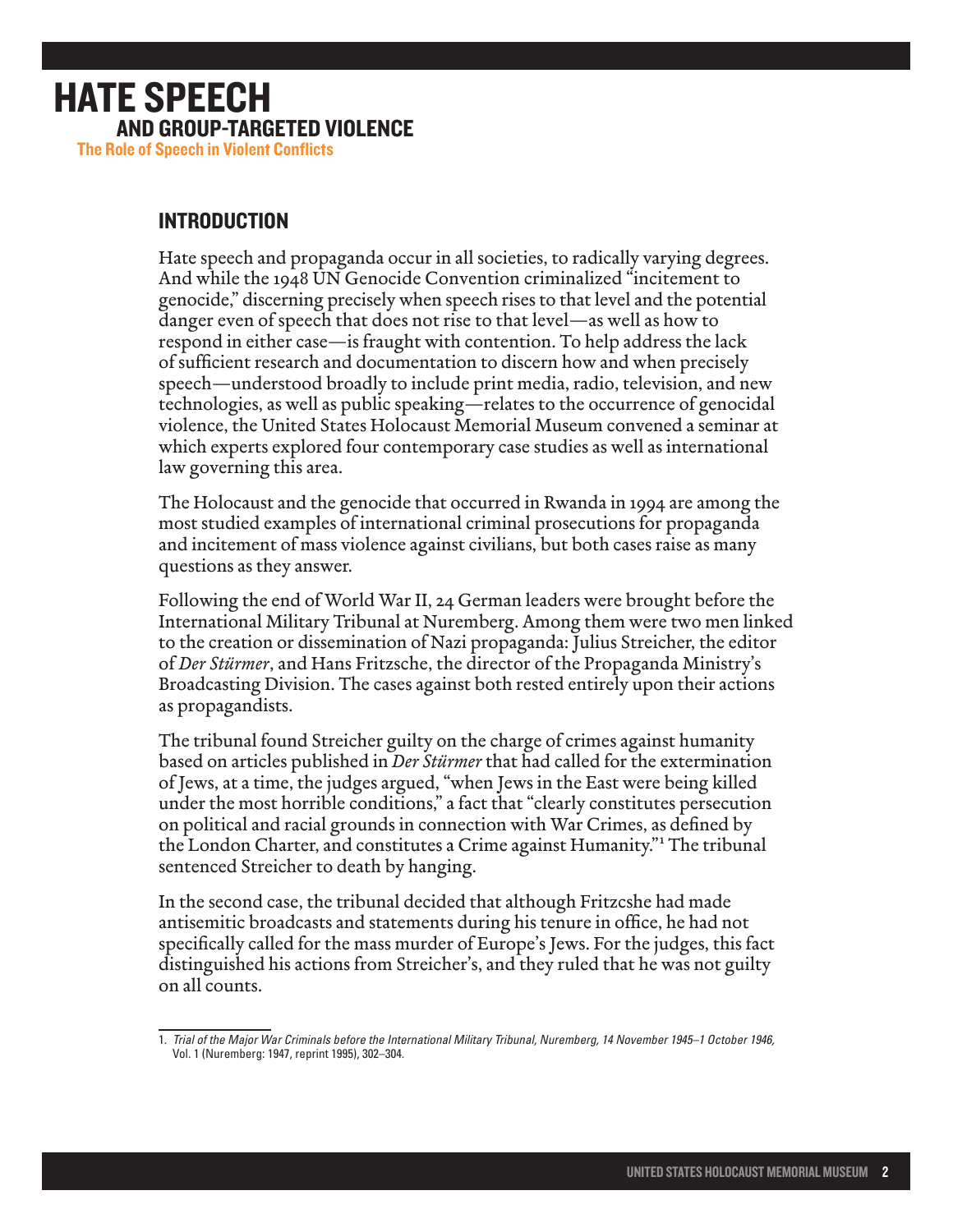# HATE SPEECH
## AND GROUP-TARGETED VIOLENCE
### The Role of Speech in Violent Conflicts

## INTRODUCTION

Hate speech and propaganda occur in all societies, to radically varying degrees. And while the 1948 UN Genocide Convention criminalized "incitement to genocide," discerning precisely when speech rises to that level and the potential danger even of speech that does not rise to that level—as well as how to respond in either case—is fraught with contention. To help address the lack of sufficient research and documentation to discern how and when precisely speech—understood broadly to include print media, radio, television, and new technologies, as well as public speaking—relates to the occurrence of genocidal violence, the United States Holocaust Memorial Museum convened a seminar at which experts explored four contemporary case studies as well as international law governing this area.

The Holocaust and the genocide that occurred in Rwanda in 1994 are among the most studied examples of international criminal prosecutions for propaganda and incitement of mass violence against civilians, but both cases raise as many questions as they answer.

Following the end of World War II, 24 German leaders were brought before the International Military Tribunal at Nuremberg. Among them were two men linked to the creation or dissemination of Nazi propaganda: Julius Streicher, the editor of *Der Stürmer*, and Hans Fritzsche, the director of the Propaganda Ministry's Broadcasting Division. The cases against both rested entirely upon their actions as propagandists.

The tribunal found Streicher guilty on the charge of crimes against humanity based on articles published in *Der Stürmer* that had called for the extermination of Jews, at a time, the judges argued, "when Jews in the East were being killed under the most horrible conditions," a fact that "clearly constitutes persecution on political and racial grounds in connection with War Crimes, as defined by the London Charter, and constitutes a Crime against Humanity."[1] The tribunal sentenced Streicher to death by hanging.

In the second case, the tribunal decided that although Fritzcshe had made antisemitic broadcasts and statements during his tenure in office, he had not specifically called for the mass murder of Europe's Jews. For the judges, this fact distinguished his actions from Streicher's, and they ruled that he was not guilty on all counts.

1. *Trial of the Major War Criminals before the International Military Tribunal, Nuremberg, 14 November 1945–1 October 1946,* Vol. 1 (Nuremberg: 1947, reprint 1995), 302–304.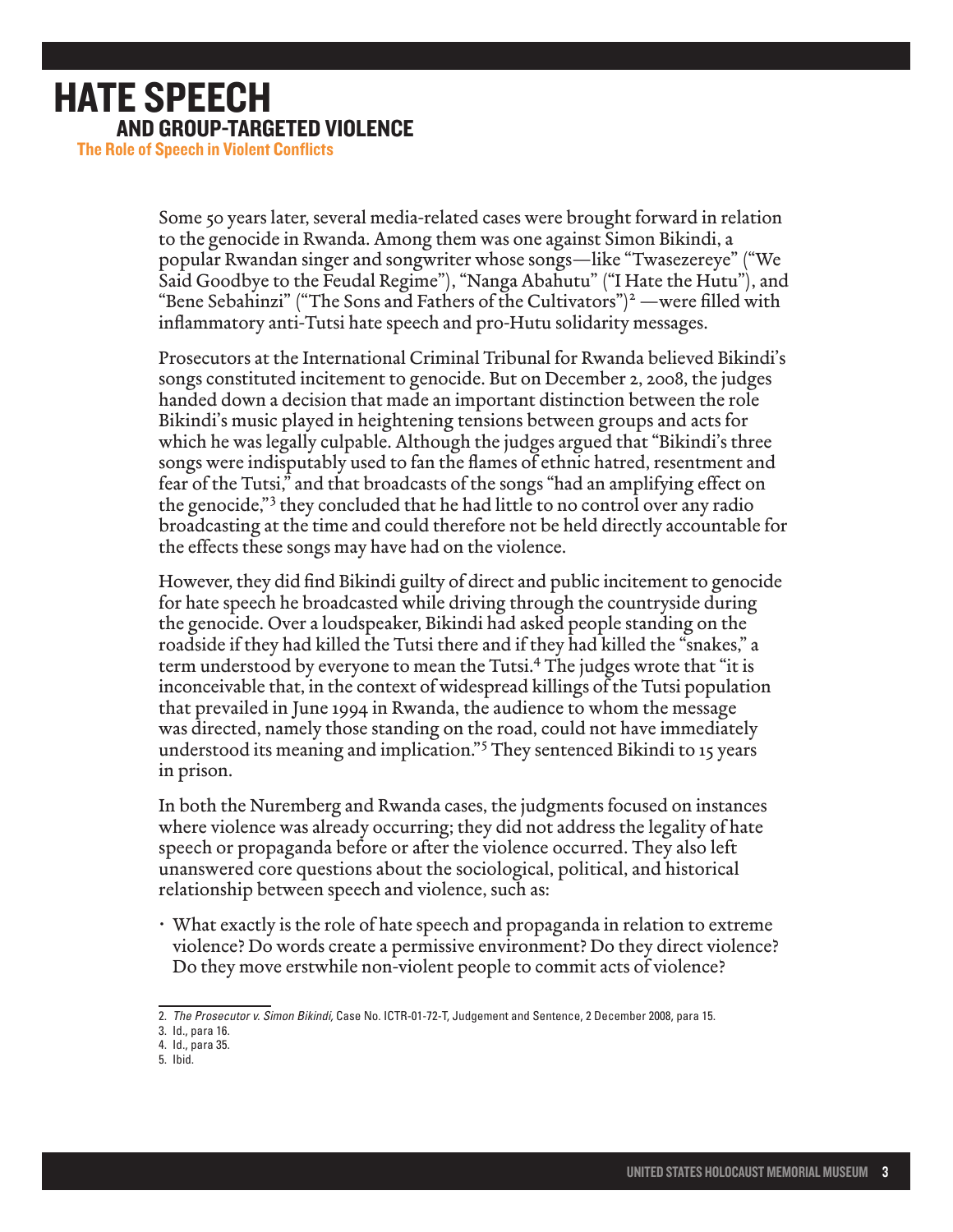Some 50 years later, several media-related cases were brought forward in relation to the genocide in Rwanda. Among them was one against Simon Bikindi, a popular Rwandan singer and songwriter whose songs—like "Twasezereye" ("We Said Goodbye to the Feudal Regime"), "Nanga Abahutu" ("I Hate the Hutu"), and "Bene Sebahinzi" ("The Sons and Fathers of the Cultivators")[2] —were filled with inflammatory anti-Tutsi hate speech and pro-Hutu solidarity messages.

Prosecutors at the International Criminal Tribunal for Rwanda believed Bikindi's songs constituted incitement to genocide. But on December 2, 2008, the judges handed down a decision that made an important distinction between the role Bikindi's music played in heightening tensions between groups and acts for which he was legally culpable. Although the judges argued that "Bikindi's three songs were indisputably used to fan the flames of ethnic hatred, resentment and fear of the Tutsi," and that broadcasts of the songs "had an amplifying effect on the genocide,"[3] they concluded that he had little to no control over any radio broadcasting at the time and could therefore not be held directly accountable for the effects these songs may have had on the violence.

However, they did find Bikindi guilty of direct and public incitement to genocide for hate speech he broadcasted while driving through the countryside during the genocide. Over a loudspeaker, Bikindi had asked people standing on the roadside if they had killed the Tutsi there and if they had killed the "snakes," a term understood by everyone to mean the Tutsi.[4] The judges wrote that "it is inconceivable that, in the context of widespread killings of the Tutsi population that prevailed in June 1994 in Rwanda, the audience to whom the message was directed, namely those standing on the road, could not have immediately understood its meaning and implication."[5] They sentenced Bikindi to 15 years in prison.

In both the Nuremberg and Rwanda cases, the judgments focused on instances where violence was already occurring; they did not address the legality of hate speech or propaganda before or after the violence occurred. They also left unanswered core questions about the sociological, political, and historical relationship between speech and violence, such as:

- What exactly is the role of hate speech and propaganda in relation to extreme violence? Do words create a permissive environment? Do they direct violence? Do they move erstwhile non-violent people to commit acts of violence?

---

2. *The Prosecutor v. Simon Bikindi,* Case No. ICTR-01-72-T, Judgement and Sentence, 2 December 2008, para 15.
3. Id., para 16.
4. Id., para 35.
5. Ibid.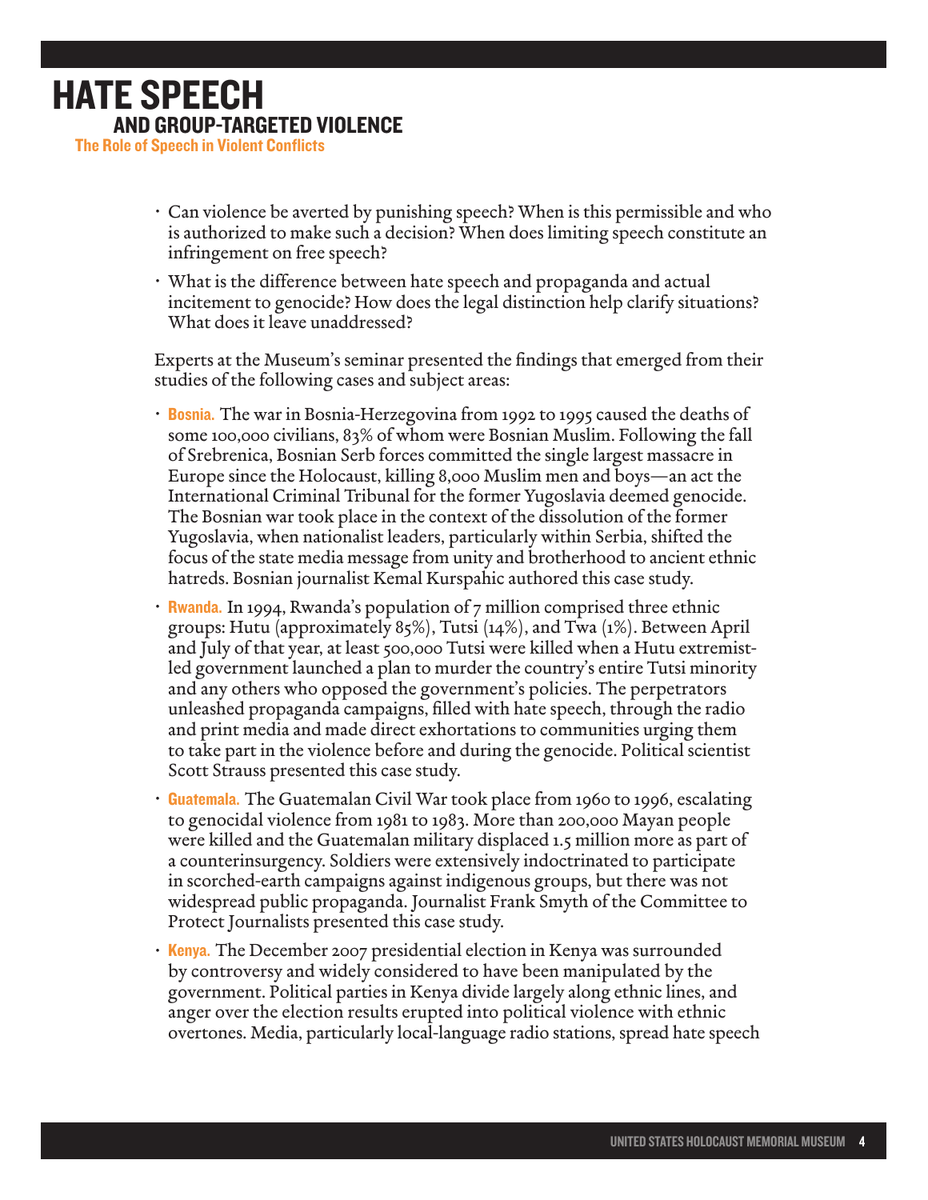- Can violence be averted by punishing speech? When is this permissible and who is authorized to make such a decision? When does limiting speech constitute an infringement on free speech?
- What is the difference between hate speech and propaganda and actual incitement to genocide? How does the legal distinction help clarify situations? What does it leave unaddressed?

Experts at the Museum's seminar presented the findings that emerged from their studies of the following cases and subject areas:

- **Bosnia.** The war in Bosnia-Herzegovina from 1992 to 1995 caused the deaths of some 100,000 civilians, 83% of whom were Bosnian Muslim. Following the fall of Srebrenica, Bosnian Serb forces committed the single largest massacre in Europe since the Holocaust, killing 8,000 Muslim men and boys—an act the International Criminal Tribunal for the former Yugoslavia deemed genocide. The Bosnian war took place in the context of the dissolution of the former Yugoslavia, when nationalist leaders, particularly within Serbia, shifted the focus of the state media message from unity and brotherhood to ancient ethnic hatreds. Bosnian journalist Kemal Kurspahic authored this case study.
- **Rwanda.** In 1994, Rwanda's population of 7 million comprised three ethnic groups: Hutu (approximately 85%), Tutsi (14%), and Twa (1%). Between April and July of that year, at least 500,000 Tutsi were killed when a Hutu extremist-led government launched a plan to murder the country's entire Tutsi minority and any others who opposed the government's policies. The perpetrators unleashed propaganda campaigns, filled with hate speech, through the radio and print media and made direct exhortations to communities urging them to take part in the violence before and during the genocide. Political scientist Scott Strauss presented this case study.
- **Guatemala.** The Guatemalan Civil War took place from 1960 to 1996, escalating to genocidal violence from 1981 to 1983. More than 200,000 Mayan people were killed and the Guatemalan military displaced 1.5 million more as part of a counterinsurgency. Soldiers were extensively indoctrinated to participate in scorched-earth campaigns against indigenous groups, but there was not widespread public propaganda. Journalist Frank Smyth of the Committee to Protect Journalists presented this case study.
- **Kenya.** The December 2007 presidential election in Kenya was surrounded by controversy and widely considered to have been manipulated by the government. Political parties in Kenya divide largely along ethnic lines, and anger over the election results erupted into political violence with ethnic overtones. Media, particularly local-language radio stations, spread hate speech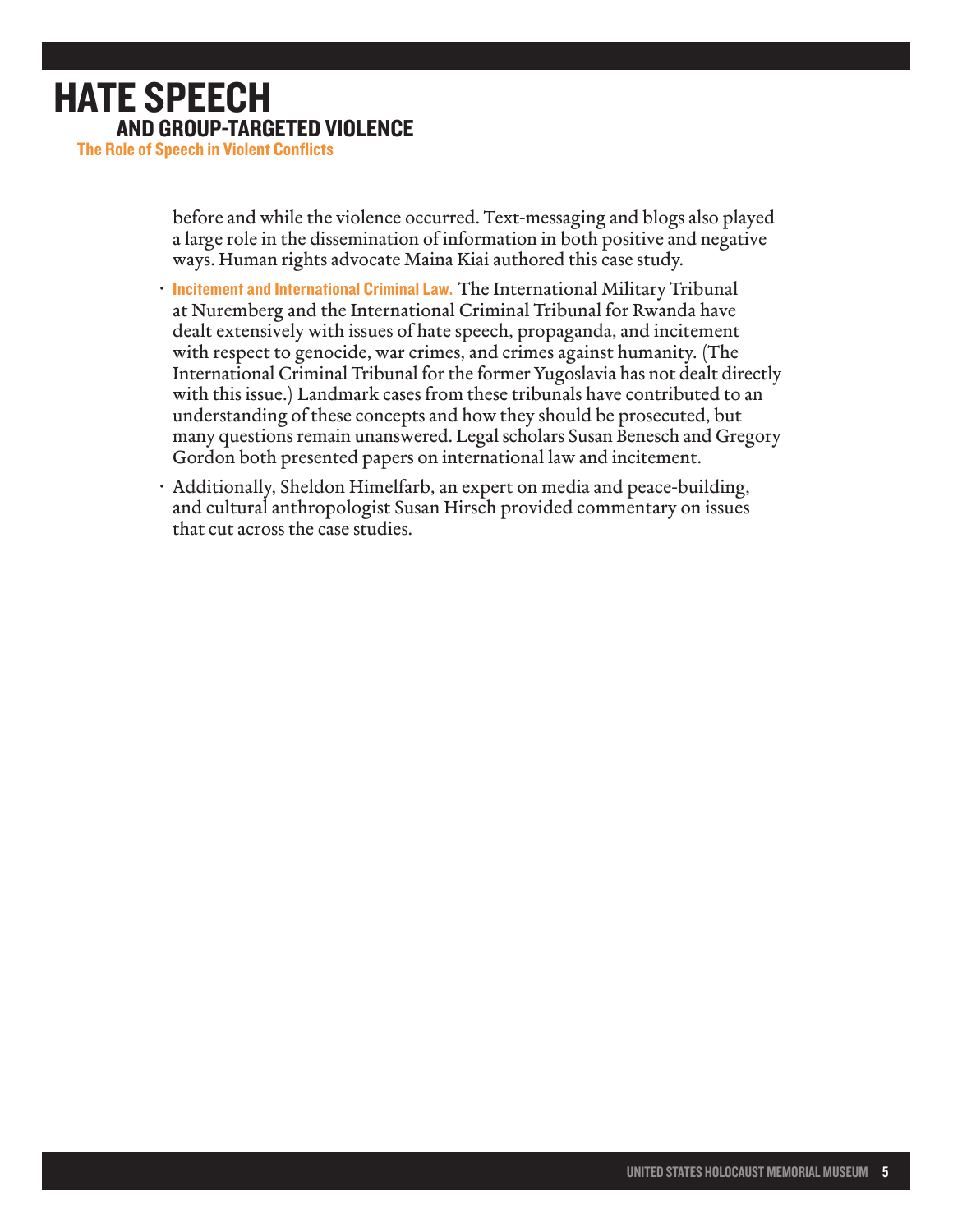before and while the violence occurred. Text-messaging and blogs also played a large role in the dissemination of information in both positive and negative ways. Human rights advocate Maina Kiai authored this case study.

- **Incitement and International Criminal Law.** The International Military Tribunal at Nuremberg and the International Criminal Tribunal for Rwanda have dealt extensively with issues of hate speech, propaganda, and incitement with respect to genocide, war crimes, and crimes against humanity. (The International Criminal Tribunal for the former Yugoslavia has not dealt directly with this issue.) Landmark cases from these tribunals have contributed to an understanding of these concepts and how they should be prosecuted, but many questions remain unanswered. Legal scholars Susan Benesch and Gregory Gordon both presented papers on international law and incitement.
- Additionally, Sheldon Himelfarb, an expert on media and peace-building, and cultural anthropologist Susan Hirsch provided commentary on issues that cut across the case studies.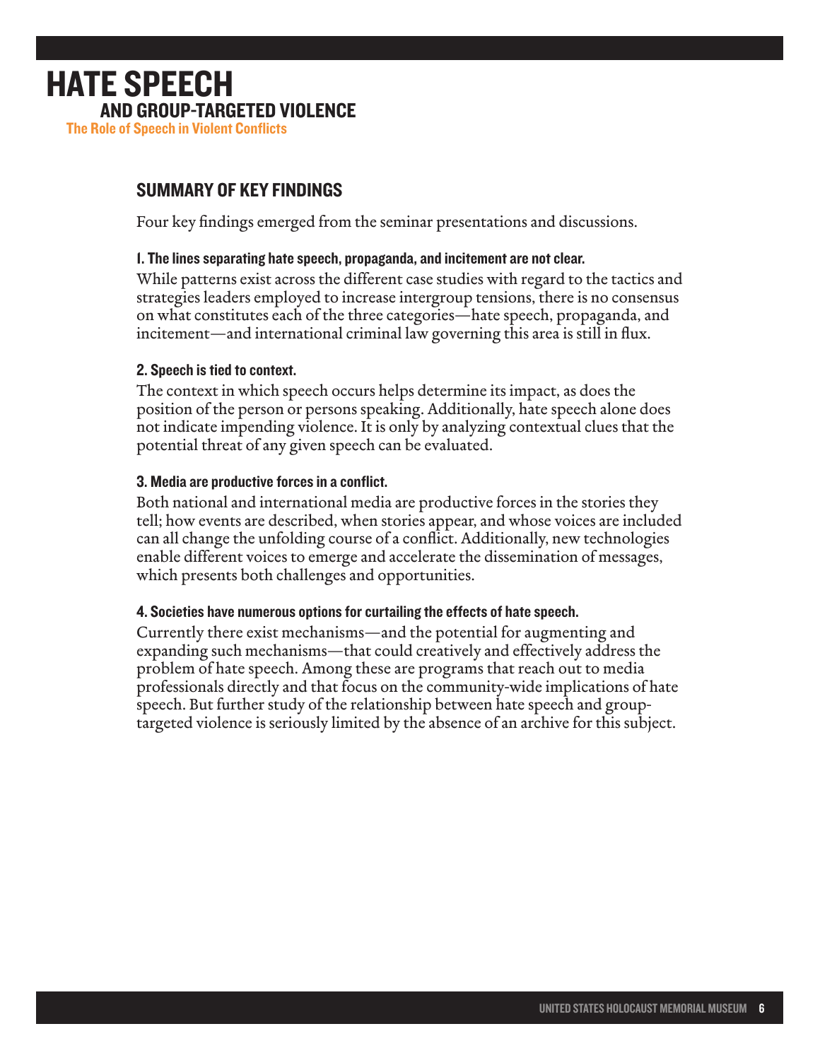## SUMMARY OF KEY FINDINGS

Four key findings emerged from the seminar presentations and discussions.

**1. The lines separating hate speech, propaganda, and incitement are not clear.**

While patterns exist across the different case studies with regard to the tactics and strategies leaders employed to increase intergroup tensions, there is no consensus on what constitutes each of the three categories—hate speech, propaganda, and incitement—and international criminal law governing this area is still in flux.

**2. Speech is tied to context.**

The context in which speech occurs helps determine its impact, as does the position of the person or persons speaking. Additionally, hate speech alone does not indicate impending violence. It is only by analyzing contextual clues that the potential threat of any given speech can be evaluated.

**3. Media are productive forces in a conflict.**

Both national and international media are productive forces in the stories they tell; how events are described, when stories appear, and whose voices are included can all change the unfolding course of a conflict. Additionally, new technologies enable different voices to emerge and accelerate the dissemination of messages, which presents both challenges and opportunities.

**4. Societies have numerous options for curtailing the effects of hate speech.**

Currently there exist mechanisms—and the potential for augmenting and expanding such mechanisms—that could creatively and effectively address the problem of hate speech. Among these are programs that reach out to media professionals directly and that focus on the community-wide implications of hate speech. But further study of the relationship between hate speech and group-targeted violence is seriously limited by the absence of an archive for this subject.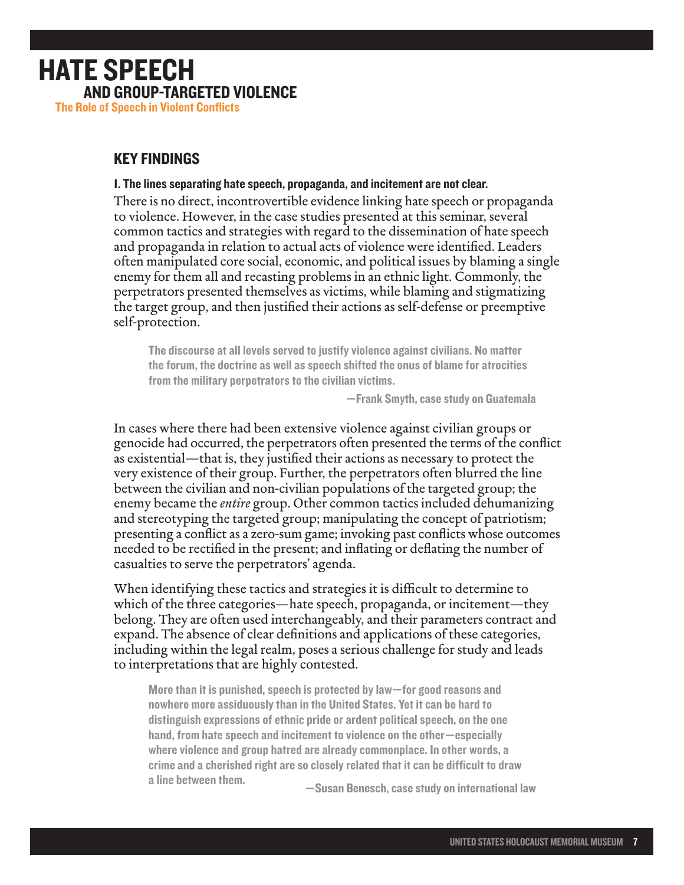## KEY FINDINGS

### I. The lines separating hate speech, propaganda, and incitement are not clear.

There is no direct, incontrovertible evidence linking hate speech or propaganda to violence. However, in the case studies presented at this seminar, several common tactics and strategies with regard to the dissemination of hate speech and propaganda in relation to actual acts of violence were identified. Leaders often manipulated core social, economic, and political issues by blaming a single enemy for them all and recasting problems in an ethnic light. Commonly, the perpetrators presented themselves as victims, while blaming and stigmatizing the target group, and then justified their actions as self-defense or preemptive self-protection.

> **The discourse at all levels served to justify violence against civilians. No matter the forum, the doctrine as well as speech shifted the onus of blame for atrocities from the military perpetrators to the civilian victims.**
>
> **—Frank Smyth, case study on Guatemala**

In cases where there had been extensive violence against civilian groups or genocide had occurred, the perpetrators often presented the terms of the conflict as existential—that is, they justified their actions as necessary to protect the very existence of their group. Further, the perpetrators often blurred the line between the civilian and non-civilian populations of the targeted group; the enemy became the *entire* group. Other common tactics included dehumanizing and stereotyping the targeted group; manipulating the concept of patriotism; presenting a conflict as a zero-sum game; invoking past conflicts whose outcomes needed to be rectified in the present; and inflating or deflating the number of casualties to serve the perpetrators' agenda.

When identifying these tactics and strategies it is difficult to determine to which of the three categories—hate speech, propaganda, or incitement—they belong. They are often used interchangeably, and their parameters contract and expand. The absence of clear definitions and applications of these categories, including within the legal realm, poses a serious challenge for study and leads to interpretations that are highly contested.

> **More than it is punished, speech is protected by law—for good reasons and nowhere more assiduously than in the United States. Yet it can be hard to distinguish expressions of ethnic pride or ardent political speech, on the one hand, from hate speech and incitement to violence on the other—especially where violence and group hatred are already commonplace. In other words, a crime and a cherished right are so closely related that it can be difficult to draw a line between them.**
>
> **—Susan Benesch, case study on international law**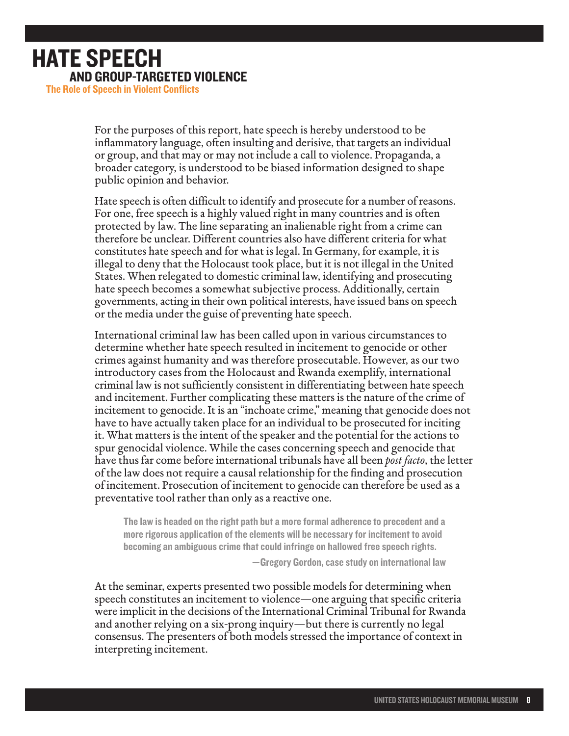# HATE SPEECH

## AND GROUP-TARGETED VIOLENCE

### The Role of Speech in Violent Conflicts

For the purposes of this report, hate speech is hereby understood to be inflammatory language, often insulting and derisive, that targets an individual or group, and that may or may not include a call to violence. Propaganda, a broader category, is understood to be biased information designed to shape public opinion and behavior.

Hate speech is often difficult to identify and prosecute for a number of reasons. For one, free speech is a highly valued right in many countries and is often protected by law. The line separating an inalienable right from a crime can therefore be unclear. Different countries also have different criteria for what constitutes hate speech and for what is legal. In Germany, for example, it is illegal to deny that the Holocaust took place, but it is not illegal in the United States. When relegated to domestic criminal law, identifying and prosecuting hate speech becomes a somewhat subjective process. Additionally, certain governments, acting in their own political interests, have issued bans on speech or the media under the guise of preventing hate speech.

International criminal law has been called upon in various circumstances to determine whether hate speech resulted in incitement to genocide or other crimes against humanity and was therefore prosecutable. However, as our two introductory cases from the Holocaust and Rwanda exemplify, international criminal law is not sufficiently consistent in differentiating between hate speech and incitement. Further complicating these matters is the nature of the crime of incitement to genocide. It is an "inchoate crime," meaning that genocide does not have to have actually taken place for an individual to be prosecuted for inciting it. What matters is the intent of the speaker and the potential for the actions to spur genocidal violence. While the cases concerning speech and genocide that have thus far come before international tribunals have all been *post facto*, the letter of the law does not require a causal relationship for the finding and prosecution of incitement. Prosecution of incitement to genocide can therefore be used as a preventative tool rather than only as a reactive one.

> **The law is headed on the right path but a more formal adherence to precedent and a more rigorous application of the elements will be necessary for incitement to avoid becoming an ambiguous crime that could infringe on hallowed free speech rights.**
>
> **—Gregory Gordon, case study on international law**

At the seminar, experts presented two possible models for determining when speech constitutes an incitement to violence—one arguing that specific criteria were implicit in the decisions of the International Criminal Tribunal for Rwanda and another relying on a six-prong inquiry—but there is currently no legal consensus. The presenters of both models stressed the importance of context in interpreting incitement.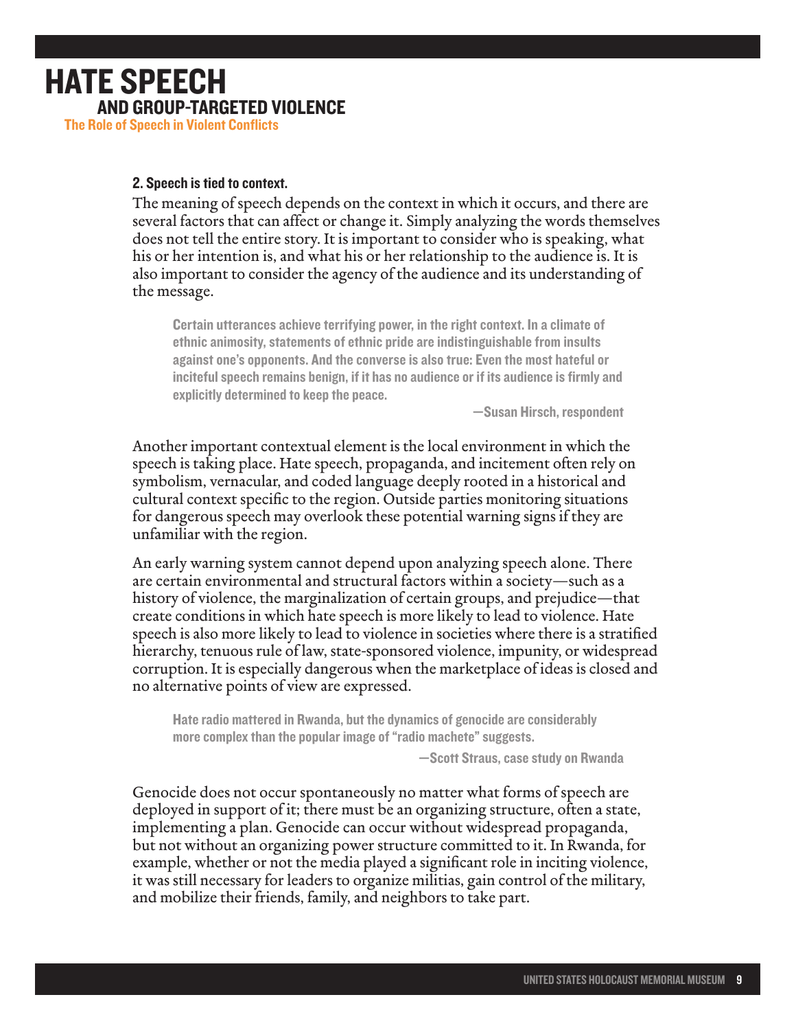### 2. Speech is tied to context.

The meaning of speech depends on the context in which it occurs, and there are several factors that can affect or change it. Simply analyzing the words themselves does not tell the entire story. It is important to consider who is speaking, what his or her intention is, and what his or her relationship to the audience is. It is also important to consider the agency of the audience and its understanding of the message.

> **Certain utterances achieve terrifying power, in the right context. In a climate of ethnic animosity, statements of ethnic pride are indistinguishable from insults against one's opponents. And the converse is also true: Even the most hateful or inciteful speech remains benign, if it has no audience or if its audience is firmly and explicitly determined to keep the peace.**
>
> **—Susan Hirsch, respondent**

Another important contextual element is the local environment in which the speech is taking place. Hate speech, propaganda, and incitement often rely on symbolism, vernacular, and coded language deeply rooted in a historical and cultural context specific to the region. Outside parties monitoring situations for dangerous speech may overlook these potential warning signs if they are unfamiliar with the region.

An early warning system cannot depend upon analyzing speech alone. There are certain environmental and structural factors within a society—such as a history of violence, the marginalization of certain groups, and prejudice—that create conditions in which hate speech is more likely to lead to violence. Hate speech is also more likely to lead to violence in societies where there is a stratified hierarchy, tenuous rule of law, state-sponsored violence, impunity, or widespread corruption. It is especially dangerous when the marketplace of ideas is closed and no alternative points of view are expressed.

> **Hate radio mattered in Rwanda, but the dynamics of genocide are considerably more complex than the popular image of "radio machete" suggests.**
>
> **—Scott Straus, case study on Rwanda**

Genocide does not occur spontaneously no matter what forms of speech are deployed in support of it; there must be an organizing structure, often a state, implementing a plan. Genocide can occur without widespread propaganda, but not without an organizing power structure committed to it. In Rwanda, for example, whether or not the media played a significant role in inciting violence, it was still necessary for leaders to organize militias, gain control of the military, and mobilize their friends, family, and neighbors to take part.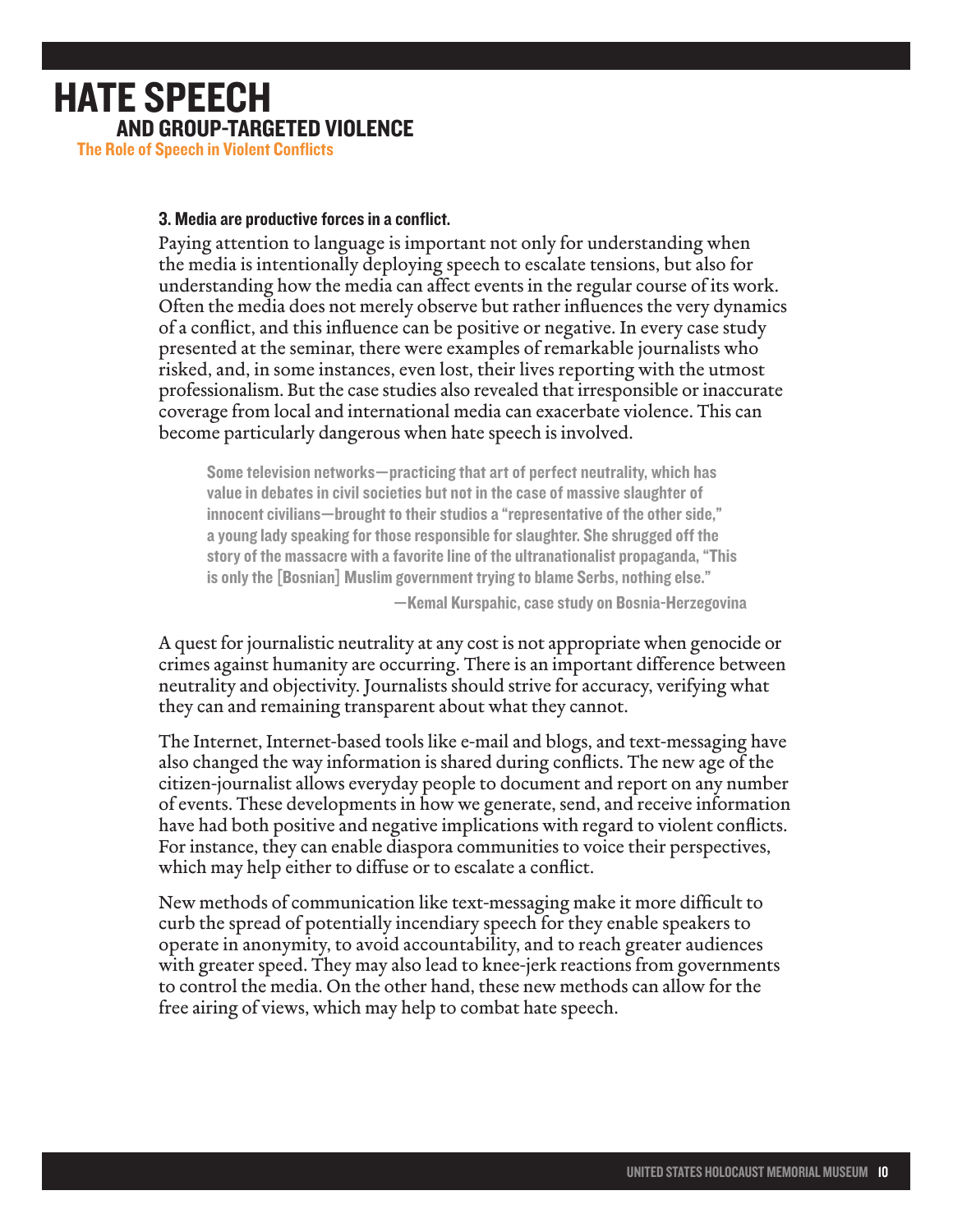### 3. Media are productive forces in a conflict.

Paying attention to language is important not only for understanding when the media is intentionally deploying speech to escalate tensions, but also for understanding how the media can affect events in the regular course of its work. Often the media does not merely observe but rather influences the very dynamics of a conflict, and this influence can be positive or negative. In every case study presented at the seminar, there were examples of remarkable journalists who risked, and, in some instances, even lost, their lives reporting with the utmost professionalism. But the case studies also revealed that irresponsible or inaccurate coverage from local and international media can exacerbate violence. This can become particularly dangerous when hate speech is involved.

> **Some television networks—practicing that art of perfect neutrality, which has value in debates in civil societies but not in the case of massive slaughter of innocent civilians—brought to their studios a "representative of the other side," a young lady speaking for those responsible for slaughter. She shrugged off the story of the massacre with a favorite line of the ultranationalist propaganda, "This is only the [Bosnian] Muslim government trying to blame Serbs, nothing else."**
>
> **—Kemal Kurspahic, case study on Bosnia-Herzegovina**

A quest for journalistic neutrality at any cost is not appropriate when genocide or crimes against humanity are occurring. There is an important difference between neutrality and objectivity. Journalists should strive for accuracy, verifying what they can and remaining transparent about what they cannot.

The Internet, Internet-based tools like e-mail and blogs, and text-messaging have also changed the way information is shared during conflicts. The new age of the citizen-journalist allows everyday people to document and report on any number of events. These developments in how we generate, send, and receive information have had both positive and negative implications with regard to violent conflicts. For instance, they can enable diaspora communities to voice their perspectives, which may help either to diffuse or to escalate a conflict.

New methods of communication like text-messaging make it more difficult to curb the spread of potentially incendiary speech for they enable speakers to operate in anonymity, to avoid accountability, and to reach greater audiences with greater speed. They may also lead to knee-jerk reactions from governments to control the media. On the other hand, these new methods can allow for the free airing of views, which may help to combat hate speech.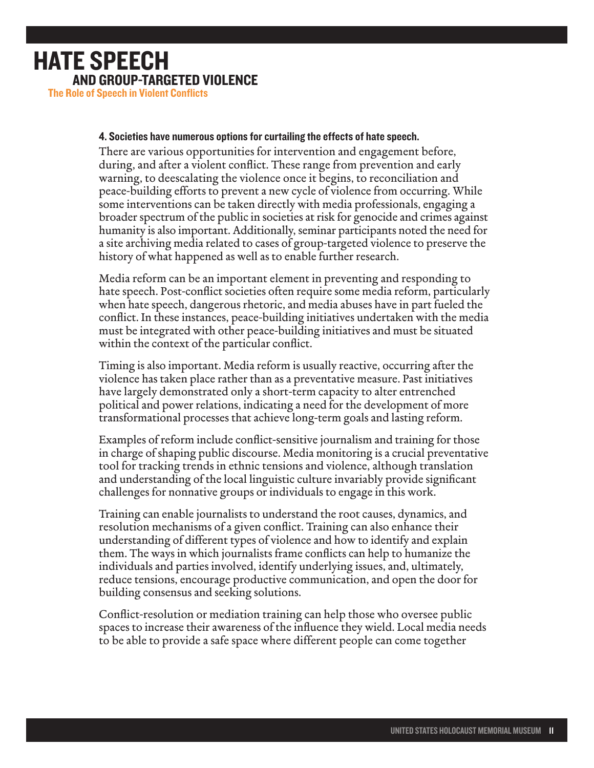#### 4. Societies have numerous options for curtailing the effects of hate speech.

There are various opportunities for intervention and engagement before, during, and after a violent conflict. These range from prevention and early warning, to deescalating the violence once it begins, to reconciliation and peace-building efforts to prevent a new cycle of violence from occurring. While some interventions can be taken directly with media professionals, engaging a broader spectrum of the public in societies at risk for genocide and crimes against humanity is also important. Additionally, seminar participants noted the need for a site archiving media related to cases of group-targeted violence to preserve the history of what happened as well as to enable further research.

Media reform can be an important element in preventing and responding to hate speech. Post-conflict societies often require some media reform, particularly when hate speech, dangerous rhetoric, and media abuses have in part fueled the conflict. In these instances, peace-building initiatives undertaken with the media must be integrated with other peace-building initiatives and must be situated within the context of the particular conflict.

Timing is also important. Media reform is usually reactive, occurring after the violence has taken place rather than as a preventative measure. Past initiatives have largely demonstrated only a short-term capacity to alter entrenched political and power relations, indicating a need for the development of more transformational processes that achieve long-term goals and lasting reform.

Examples of reform include conflict-sensitive journalism and training for those in charge of shaping public discourse. Media monitoring is a crucial preventative tool for tracking trends in ethnic tensions and violence, although translation and understanding of the local linguistic culture invariably provide significant challenges for nonnative groups or individuals to engage in this work.

Training can enable journalists to understand the root causes, dynamics, and resolution mechanisms of a given conflict. Training can also enhance their understanding of different types of violence and how to identify and explain them. The ways in which journalists frame conflicts can help to humanize the individuals and parties involved, identify underlying issues, and, ultimately, reduce tensions, encourage productive communication, and open the door for building consensus and seeking solutions.

Conflict-resolution or mediation training can help those who oversee public spaces to increase their awareness of the influence they wield. Local media needs to be able to provide a safe space where different people can come together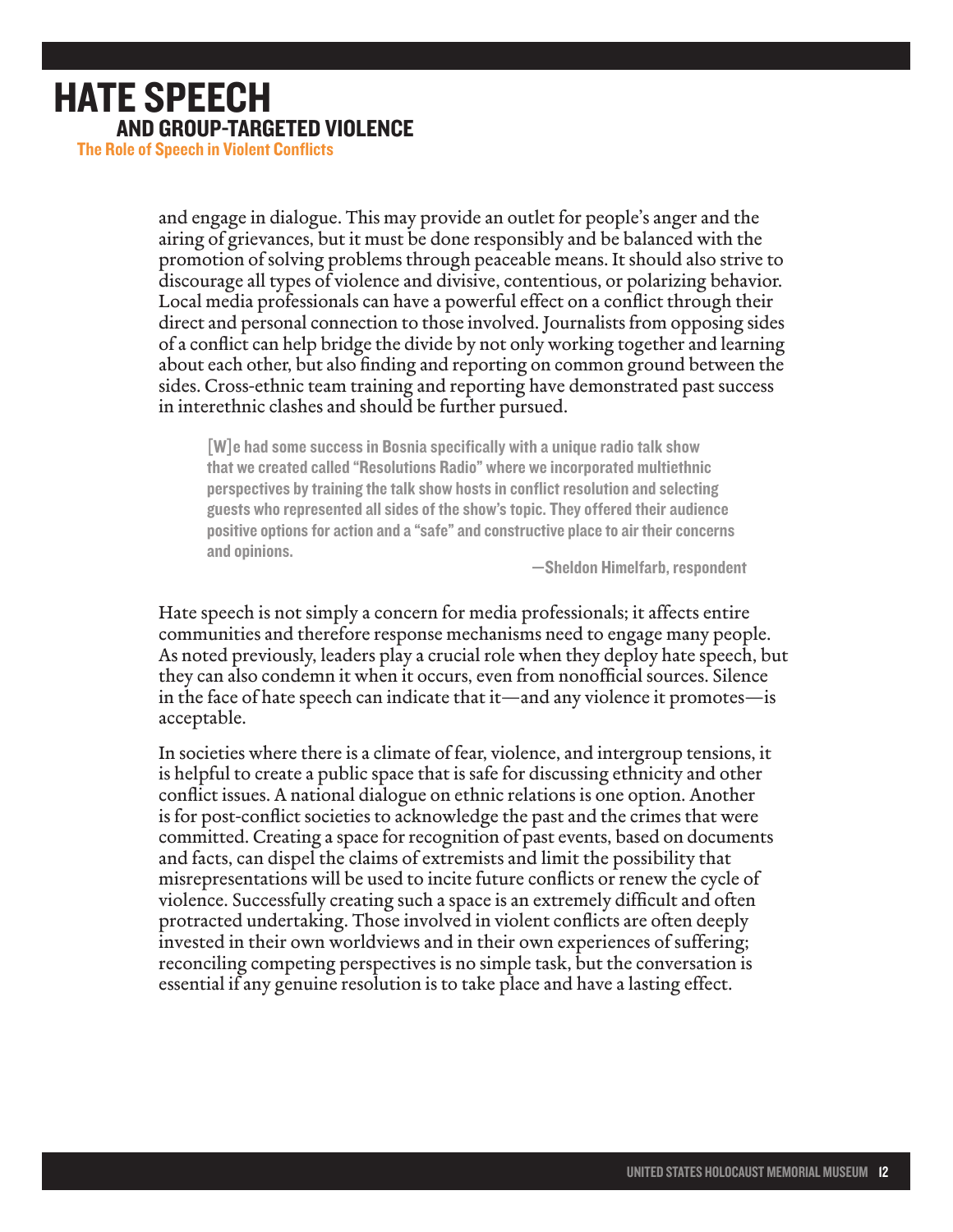and engage in dialogue. This may provide an outlet for people's anger and the airing of grievances, but it must be done responsibly and be balanced with the promotion of solving problems through peaceable means. It should also strive to discourage all types of violence and divisive, contentious, or polarizing behavior. Local media professionals can have a powerful effect on a conflict through their direct and personal connection to those involved. Journalists from opposing sides of a conflict can help bridge the divide by not only working together and learning about each other, but also finding and reporting on common ground between the sides. Cross-ethnic team training and reporting have demonstrated past success in interethnic clashes and should be further pursued.

> **[W]e had some success in Bosnia specifically with a unique radio talk show that we created called "Resolutions Radio" where we incorporated multiethnic perspectives by training the talk show hosts in conflict resolution and selecting guests who represented all sides of the show's topic. They offered their audience positive options for action and a "safe" and constructive place to air their concerns and opinions.**
>
> **—Sheldon Himelfarb, respondent**

Hate speech is not simply a concern for media professionals; it affects entire communities and therefore response mechanisms need to engage many people. As noted previously, leaders play a crucial role when they deploy hate speech, but they can also condemn it when it occurs, even from nonofficial sources. Silence in the face of hate speech can indicate that it—and any violence it promotes—is acceptable.

In societies where there is a climate of fear, violence, and intergroup tensions, it is helpful to create a public space that is safe for discussing ethnicity and other conflict issues. A national dialogue on ethnic relations is one option. Another is for post-conflict societies to acknowledge the past and the crimes that were committed. Creating a space for recognition of past events, based on documents and facts, can dispel the claims of extremists and limit the possibility that misrepresentations will be used to incite future conflicts or renew the cycle of violence. Successfully creating such a space is an extremely difficult and often protracted undertaking. Those involved in violent conflicts are often deeply invested in their own worldviews and in their own experiences of suffering; reconciling competing perspectives is no simple task, but the conversation is essential if any genuine resolution is to take place and have a lasting effect.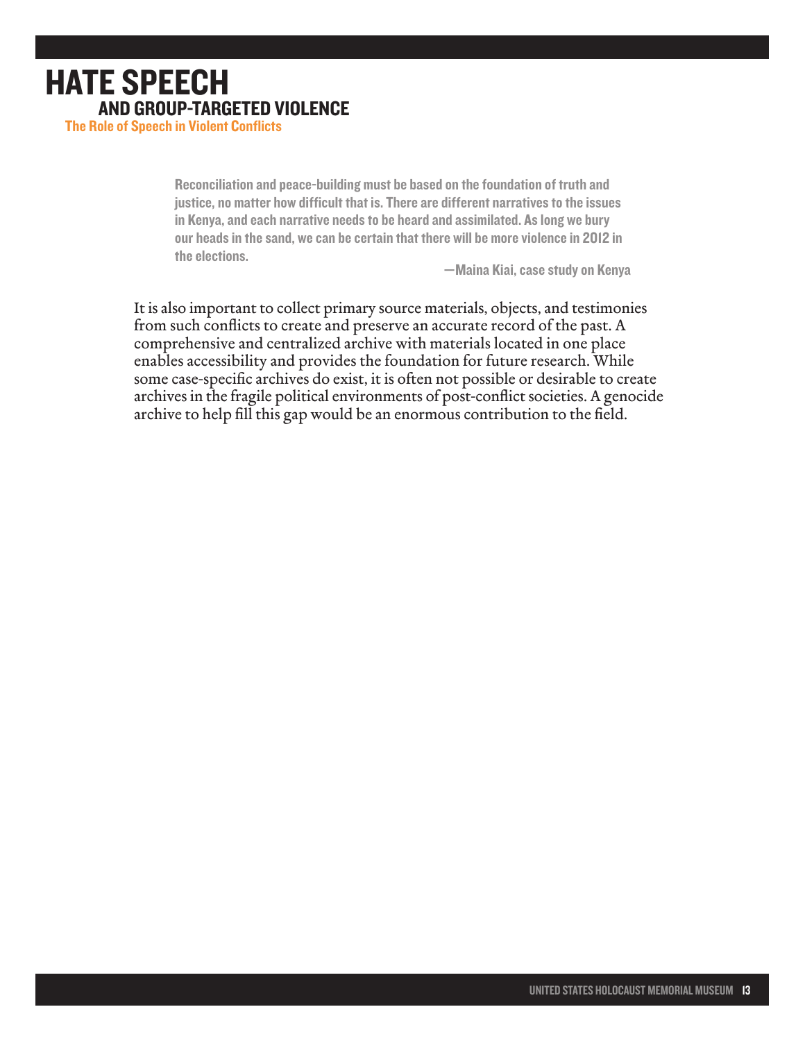# HATE SPEECH

## AND GROUP-TARGETED VIOLENCE

### The Role of Speech in Violent Conflicts

> **Reconciliation and peace-building must be based on the foundation of truth and justice, no matter how difficult that is. There are different narratives to the issues in Kenya, and each narrative needs to be heard and assimilated. As long we bury our heads in the sand, we can be certain that there will be more violence in 2012 in the elections.**
>
> **—Maina Kiai, case study on Kenya**

It is also important to collect primary source materials, objects, and testimonies from such conflicts to create and preserve an accurate record of the past. A comprehensive and centralized archive with materials located in one place enables accessibility and provides the foundation for future research. While some case-specific archives do exist, it is often not possible or desirable to create archives in the fragile political environments of post-conflict societies. A genocide archive to help fill this gap would be an enormous contribution to the field.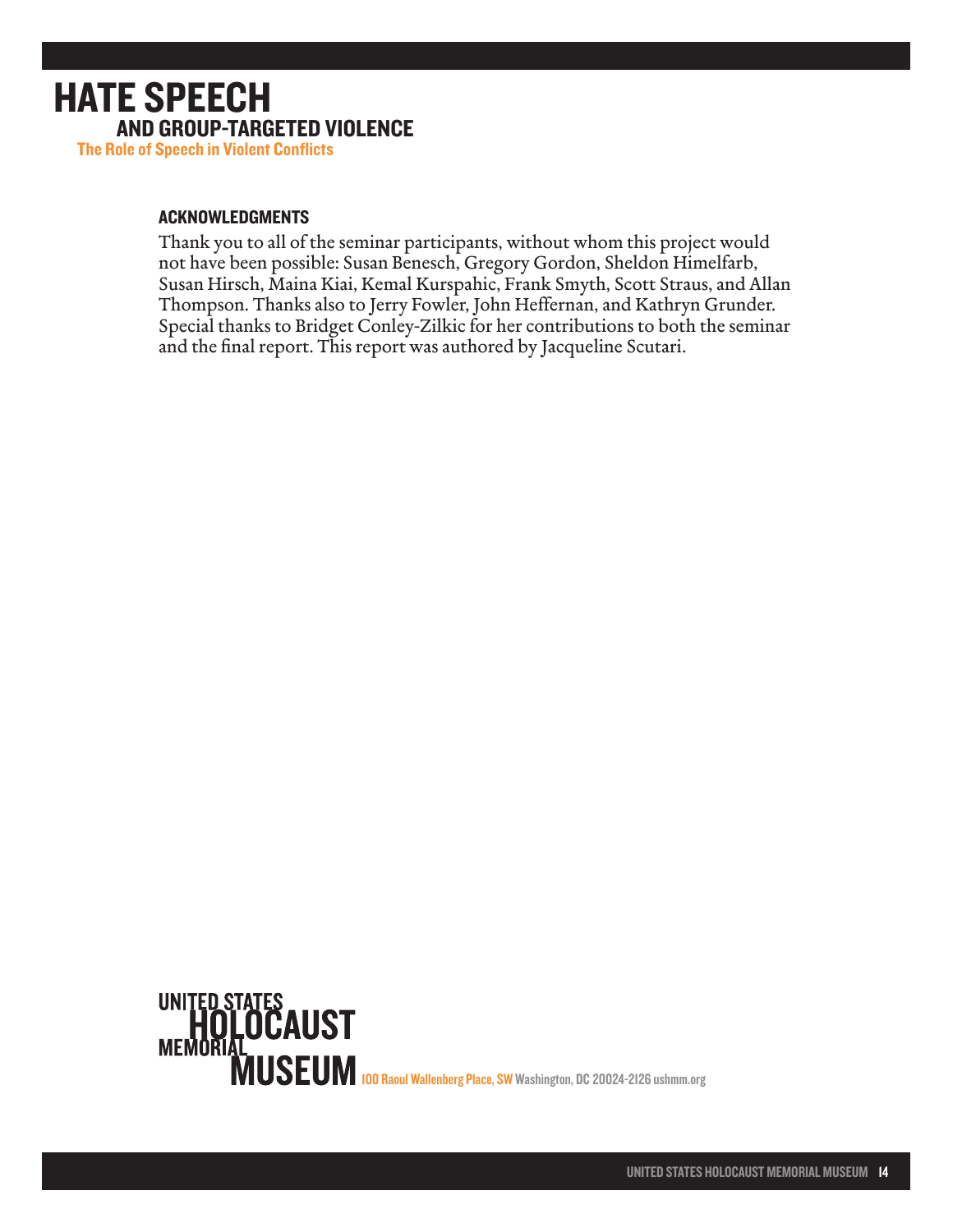## ACKNOWLEDGMENTS

Thank you to all of the seminar participants, without whom this project would not have been possible: Susan Benesch, Gregory Gordon, Sheldon Himelfarb, Susan Hirsch, Maina Kiai, Kemal Kurspahic, Frank Smyth, Scott Straus, and Allan Thompson. Thanks also to Jerry Fowler, John Heffernan, and Kathryn Grunder. Special thanks to Bridget Conley-Zilkic for her contributions to both the seminar and the final report. This report was authored by Jacqueline Scutari.

UNITED STATES HOLOCAUST MEMORIAL MUSEUM 100 Raoul Wallenberg Place, SW Washington, DC 20024-2126 ushmm.org